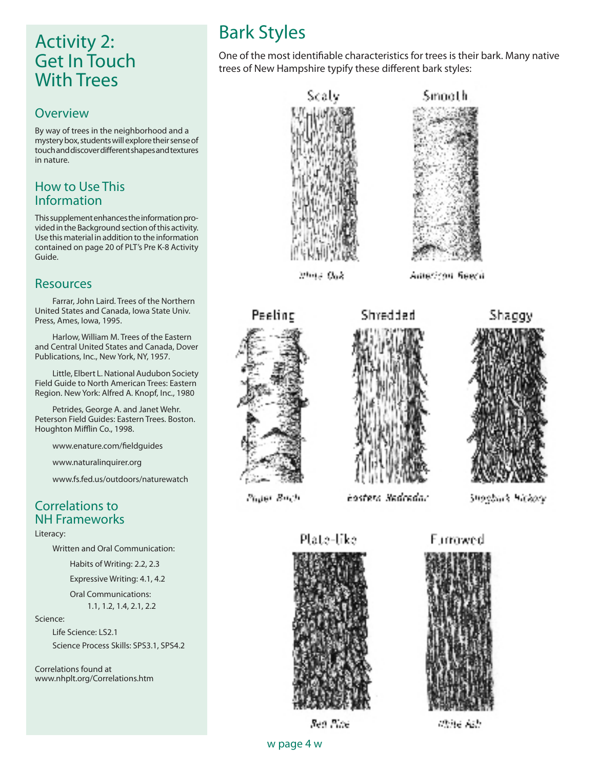# Activity 2: Get In Touch With Trees

## Overview

By way of trees in the neighborhood and a mystery box, students will explore their sense of touch and discover different shapes and textures in nature.

## How to Use This Information

This supplement enhances the information provided in the Background section of this activity. Use this material in addition to the information contained on page 20 of PLT's Pre K-8 Activity Guide.

## Resources

Farrar, John Laird. Trees of the Northern United States and Canada, Iowa State Univ. Press, Ames, Iowa, 1995.

Harlow, William M. Trees of the Eastern and Central United States and Canada, Dover Publications, Inc., New York, NY, 1957.

Little, Elbert L. National Audubon Society Field Guide to North American Trees: Eastern Region. New York: Alfred A. Knopf, Inc., 1980

Petrides, George A. and Janet Wehr. Peterson Field Guides: Eastern Trees. Boston. Houghton Mifflin Co., 1998.

www.enature.com/fieldguides

www.naturalinquirer.org

www.fs.fed.us/outdoors/naturewatch

## Correlations to NH Frameworks

Literacy:

- Written and Oral Communication:
  - Habits of Writing: 2.2, 2.3
  - Expressive Writing: 4.1, 4.2
  - Oral Communications: 1.1, 1.2, 1.4, 2.1, 2.2

Science:

- Life Science: LS2.1
- Science Process Skills: SPS3.1, SPS4.2

Correlations found at www.nhplt.org/Correlations.htm

# Bark Styles

One of the most identifiable characteristics for trees is their bark. Many native trees of New Hampshire typify these different bark styles:

Scaly

White Oak

Smooth

American Beech

Peeling

Paper Birch

Shredded

Eastern Redcedar

Shaggy

Shagbark Hickory

Plate-like

Red Pine

Furrowed

White Ash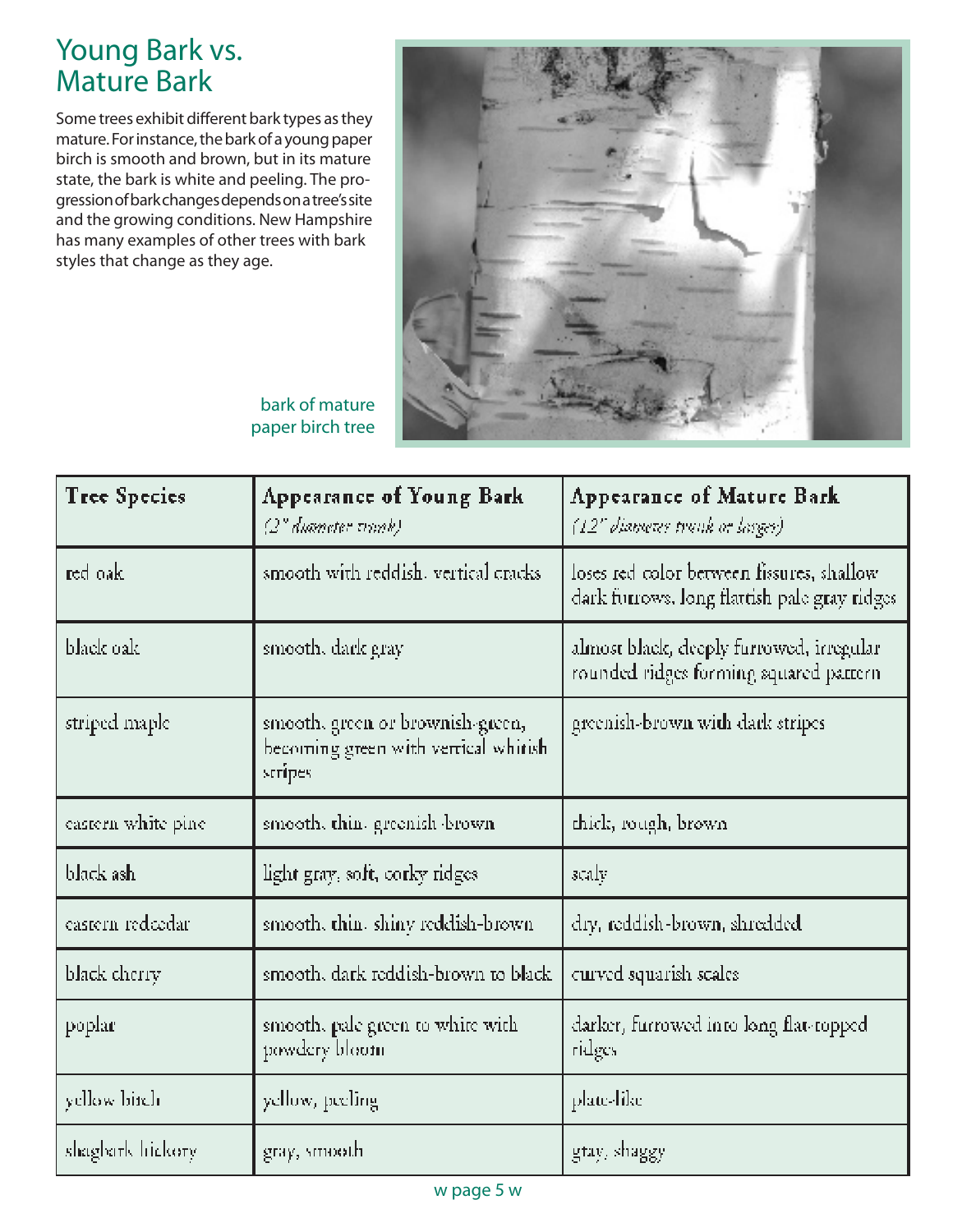# Young Bark vs. Mature Bark

Some trees exhibit different bark types as they mature. For instance, the bark of a young paper birch is smooth and brown, but in its mature state, the bark is white and peeling. The progression of bark changes depends on a tree's site and the growing conditions. New Hampshire has many examples of other trees with bark styles that change as they age.

bark of mature paper birch tree

| Tree Species | Appearance of Young Bark *(2" diameter trunk)* | Appearance of Mature Bark *(12" diameter trunk or larger)* |
|---|---|---|
| red oak | smooth with reddish, vertical cracks | loses red color between fissures, shallow dark furrows, long flattish pale gray ridges |
| black oak | smooth, dark gray | almost black, deeply furrowed, irregular rounded ridges forming squared pattern |
| striped maple | smooth, green or brownish-green, becoming green with vertical whitish stripes | greenish-brown with dark stripes |
| eastern white pine | smooth, thin, greenish-brown | thick, rough, brown |
| black ash | light gray, soft, corky ridges | scaly |
| eastern redcedar | smooth, thin, shiny reddish-brown | dry, reddish-brown, shredded |
| black cherry | smooth, dark reddish-brown to black | curved squarish scales |
| poplar | smooth, pale green to white with powdery bloom | darker, furrowed into long flat-topped ridges |
| yellow birch | yellow, peeling | plate-like |
| shagbark hickory | gray, smooth | gray, shaggy |